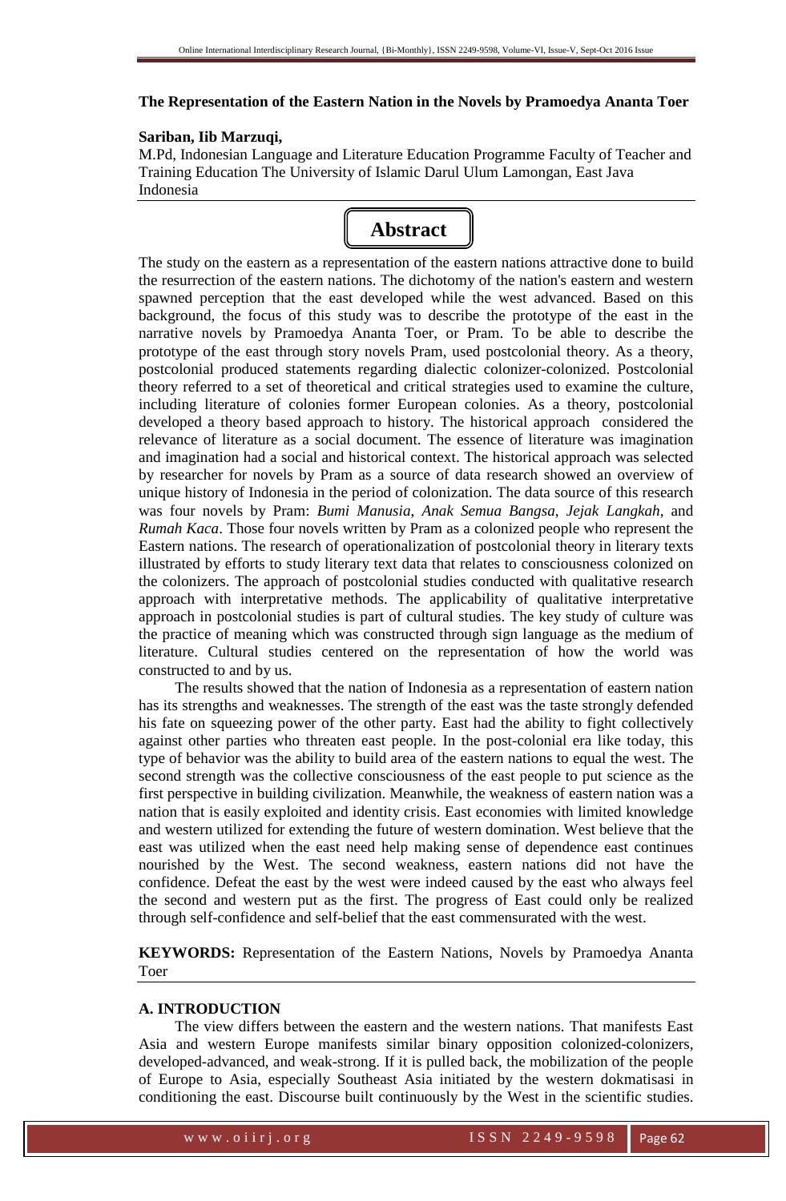**The Representation of the Eastern Nation in the Novels by Pramoedya Ananta Toer**

**Sariban, Iib Marzuqi,**

M.Pd, Indonesian Language and Literature Education Programme Faculty of Teacher and Training Education The University of Islamic Darul Ulum Lamongan, East Java Indonesia

## Abstract

The study on the eastern as a representation of the eastern nations attractive done to build the resurrection of the eastern nations. The dichotomy of the nation's eastern and western spawned perception that the east developed while the west advanced. Based on this background, the focus of this study was to describe the prototype of the east in the narrative novels by Pramoedya Ananta Toer, or Pram. To be able to describe the prototype of the east through story novels Pram, used postcolonial theory. As a theory, postcolonial produced statements regarding dialectic colonizer-colonized. Postcolonial theory referred to a set of theoretical and critical strategies used to examine the culture, including literature of colonies former European colonies. As a theory, postcolonial developed a theory based approach to history. The historical approach considered the relevance of literature as a social document. The essence of literature was imagination and imagination had a social and historical context. The historical approach was selected by researcher for novels by Pram as a source of data research showed an overview of unique history of Indonesia in the period of colonization. The data source of this research was four novels by Pram: *Bumi Manusia*, *Anak Semua Bangsa*, *Jejak Langkah*, and *Rumah Kaca*. Those four novels written by Pram as a colonized people who represent the Eastern nations. The research of operationalization of postcolonial theory in literary texts illustrated by efforts to study literary text data that relates to consciousness colonized on the colonizers. The approach of postcolonial studies conducted with qualitative research approach with interpretative methods. The applicability of qualitative interpretative approach in postcolonial studies is part of cultural studies. The key study of culture was the practice of meaning which was constructed through sign language as the medium of literature. Cultural studies centered on the representation of how the world was constructed to and by us.

The results showed that the nation of Indonesia as a representation of eastern nation has its strengths and weaknesses. The strength of the east was the taste strongly defended his fate on squeezing power of the other party. East had the ability to fight collectively against other parties who threaten east people. In the post-colonial era like today, this type of behavior was the ability to build area of the eastern nations to equal the west. The second strength was the collective consciousness of the east people to put science as the first perspective in building civilization. Meanwhile, the weakness of eastern nation was a nation that is easily exploited and identity crisis. East economies with limited knowledge and western utilized for extending the future of western domination. West believe that the east was utilized when the east need help making sense of dependence east continues nourished by the West. The second weakness, eastern nations did not have the confidence. Defeat the east by the west were indeed caused by the east who always feel the second and western put as the first. The progress of East could only be realized through self-confidence and self-belief that the east commensurated with the west.

**KEYWORDS:** Representation of the Eastern Nations, Novels by Pramoedya Ananta Toer

## A. INTRODUCTION

The view differs between the eastern and the western nations. That manifests East Asia and western Europe manifests similar binary opposition colonized-colonizers, developed-advanced, and weak-strong. If it is pulled back, the mobilization of the people of Europe to Asia, especially Southeast Asia initiated by the western dokmatisasi in conditioning the east. Discourse built continuously by the West in the scientific studies.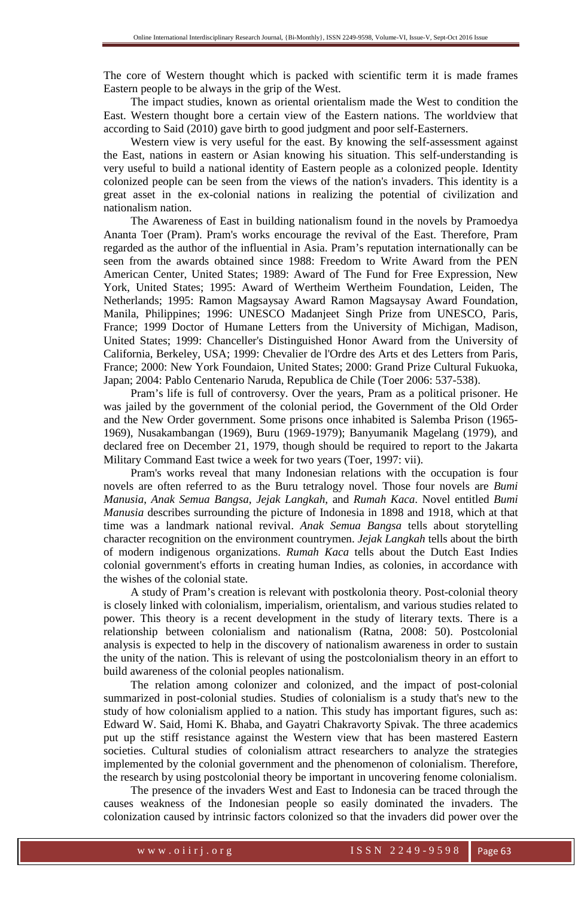The core of Western thought which is packed with scientific term it is made frames Eastern people to be always in the grip of the West.

The impact studies, known as oriental orientalism made the West to condition the East. Western thought bore a certain view of the Eastern nations. The worldview that according to Said (2010) gave birth to good judgment and poor self-Easterners.

Western view is very useful for the east. By knowing the self-assessment against the East, nations in eastern or Asian knowing his situation. This self-understanding is very useful to build a national identity of Eastern people as a colonized people. Identity colonized people can be seen from the views of the nation's invaders. This identity is a great asset in the ex-colonial nations in realizing the potential of civilization and nationalism nation.

The Awareness of East in building nationalism found in the novels by Pramoedya Ananta Toer (Pram). Pram's works encourage the revival of the East. Therefore, Pram regarded as the author of the influential in Asia. Pram's reputation internationally can be seen from the awards obtained since 1988: Freedom to Write Award from the PEN American Center, United States; 1989: Award of The Fund for Free Expression, New York, United States; 1995: Award of Wertheim Wertheim Foundation, Leiden, The Netherlands; 1995: Ramon Magsaysay Award Ramon Magsaysay Award Foundation, Manila, Philippines; 1996: UNESCO Madanjeet Singh Prize from UNESCO, Paris, France; 1999 Doctor of Humane Letters from the University of Michigan, Madison, United States; 1999: Chanceller's Distinguished Honor Award from the University of California, Berkeley, USA; 1999: Chevalier de l'Ordre des Arts et des Letters from Paris, France; 2000: New York Foundaion, United States; 2000: Grand Prize Cultural Fukuoka, Japan; 2004: Pablo Centenario Naruda, Republica de Chile (Toer 2006: 537-538).

Pram's life is full of controversy. Over the years, Pram as a political prisoner. He was jailed by the government of the colonial period, the Government of the Old Order and the New Order government. Some prisons once inhabited is Salemba Prison (1965-1969), Nusakambangan (1969), Buru (1969-1979); Banyumanik Magelang (1979), and declared free on December 21, 1979, though should be required to report to the Jakarta Military Command East twice a week for two years (Toer, 1997: vii).

Pram's works reveal that many Indonesian relations with the occupation is four novels are often referred to as the Buru tetralogy novel. Those four novels are *Bumi Manusia*, *Anak Semua Bangsa*, *Jejak Langkah*, and *Rumah Kaca*. Novel entitled *Bumi Manusia* describes surrounding the picture of Indonesia in 1898 and 1918, which at that time was a landmark national revival. *Anak Semua Bangsa* tells about storytelling character recognition on the environment countrymen. *Jejak Langkah* tells about the birth of modern indigenous organizations. *Rumah Kaca* tells about the Dutch East Indies colonial government's efforts in creating human Indies, as colonies, in accordance with the wishes of the colonial state.

A study of Pram's creation is relevant with postkolonia theory. Post-colonial theory is closely linked with colonialism, imperialism, orientalism, and various studies related to power. This theory is a recent development in the study of literary texts. There is a relationship between colonialism and nationalism (Ratna, 2008: 50). Postcolonial analysis is expected to help in the discovery of nationalism awareness in order to sustain the unity of the nation. This is relevant of using the postcolonialism theory in an effort to build awareness of the colonial peoples nationalism.

The relation among colonizer and colonized, and the impact of post-colonial summarized in post-colonial studies. Studies of colonialism is a study that's new to the study of how colonialism applied to a nation. This study has important figures, such as: Edward W. Said, Homi K. Bhaba, and Gayatri Chakravorty Spivak. The three academics put up the stiff resistance against the Western view that has been mastered Eastern societies. Cultural studies of colonialism attract researchers to analyze the strategies implemented by the colonial government and the phenomenon of colonialism. Therefore, the research by using postcolonial theory be important in uncovering fenome colonialism.

The presence of the invaders West and East to Indonesia can be traced through the causes weakness of the Indonesian people so easily dominated the invaders. The colonization caused by intrinsic factors colonized so that the invaders did power over the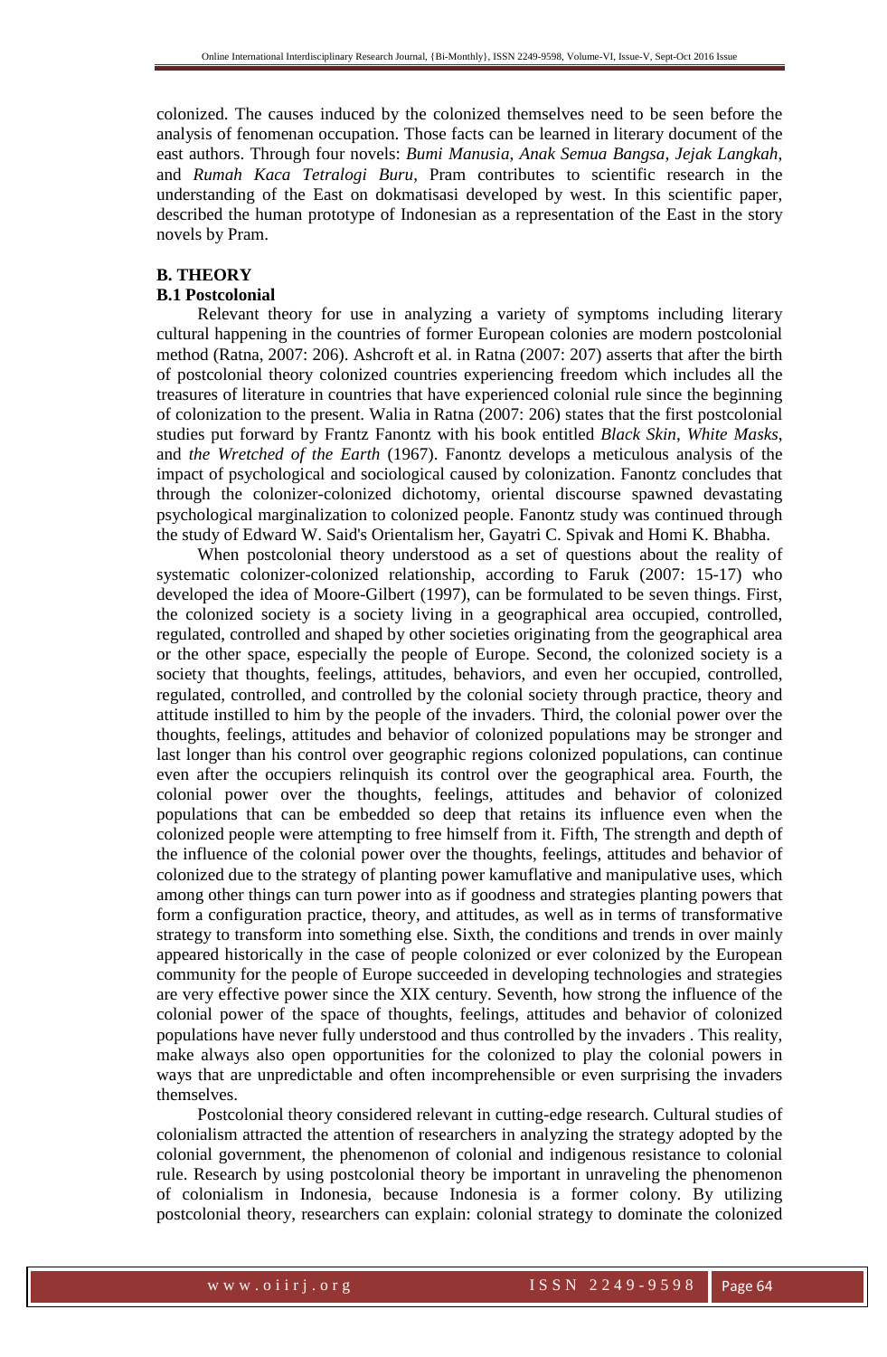colonized. The causes induced by the colonized themselves need to be seen before the analysis of fenomenan occupation. Those facts can be learned in literary document of the east authors. Through four novels: *Bumi Manusia, Anak Semua Bangsa, Jejak Langkah*, and *Rumah Kaca Tetralogi Buru*, Pram contributes to scientific research in the understanding of the East on dokmatisasi developed by west. In this scientific paper, described the human prototype of Indonesian as a representation of the East in the story novels by Pram.

## B. THEORY

### B.1 Postcolonial

Relevant theory for use in analyzing a variety of symptoms including literary cultural happening in the countries of former European colonies are modern postcolonial method (Ratna, 2007: 206). Ashcroft et al. in Ratna (2007: 207) asserts that after the birth of postcolonial theory colonized countries experiencing freedom which includes all the treasures of literature in countries that have experienced colonial rule since the beginning of colonization to the present. Walia in Ratna (2007: 206) states that the first postcolonial studies put forward by Frantz Fanontz with his book entitled *Black Skin*, *White Masks*, and *the Wretched of the Earth* (1967). Fanontz develops a meticulous analysis of the impact of psychological and sociological caused by colonization. Fanontz concludes that through the colonizer-colonized dichotomy, oriental discourse spawned devastating psychological marginalization to colonized people. Fanontz study was continued through the study of Edward W. Said's Orientalism her, Gayatri C. Spivak and Homi K. Bhabha.

When postcolonial theory understood as a set of questions about the reality of systematic colonizer-colonized relationship, according to Faruk (2007: 15-17) who developed the idea of Moore-Gilbert (1997), can be formulated to be seven things. First, the colonized society is a society living in a geographical area occupied, controlled, regulated, controlled and shaped by other societies originating from the geographical area or the other space, especially the people of Europe. Second, the colonized society is a society that thoughts, feelings, attitudes, behaviors, and even her occupied, controlled, regulated, controlled, and controlled by the colonial society through practice, theory and attitude instilled to him by the people of the invaders. Third, the colonial power over the thoughts, feelings, attitudes and behavior of colonized populations may be stronger and last longer than his control over geographic regions colonized populations, can continue even after the occupiers relinquish its control over the geographical area. Fourth, the colonial power over the thoughts, feelings, attitudes and behavior of colonized populations that can be embedded so deep that retains its influence even when the colonized people were attempting to free himself from it. Fifth, The strength and depth of the influence of the colonial power over the thoughts, feelings, attitudes and behavior of colonized due to the strategy of planting power kamuflative and manipulative uses, which among other things can turn power into as if goodness and strategies planting powers that form a configuration practice, theory, and attitudes, as well as in terms of transformative strategy to transform into something else. Sixth, the conditions and trends in over mainly appeared historically in the case of people colonized or ever colonized by the European community for the people of Europe succeeded in developing technologies and strategies are very effective power since the XIX century. Seventh, how strong the influence of the colonial power of the space of thoughts, feelings, attitudes and behavior of colonized populations have never fully understood and thus controlled by the invaders . This reality, make always also open opportunities for the colonized to play the colonial powers in ways that are unpredictable and often incomprehensible or even surprising the invaders themselves.

Postcolonial theory considered relevant in cutting-edge research. Cultural studies of colonialism attracted the attention of researchers in analyzing the strategy adopted by the colonial government, the phenomenon of colonial and indigenous resistance to colonial rule. Research by using postcolonial theory be important in unraveling the phenomenon of colonialism in Indonesia, because Indonesia is a former colony. By utilizing postcolonial theory, researchers can explain: colonial strategy to dominate the colonized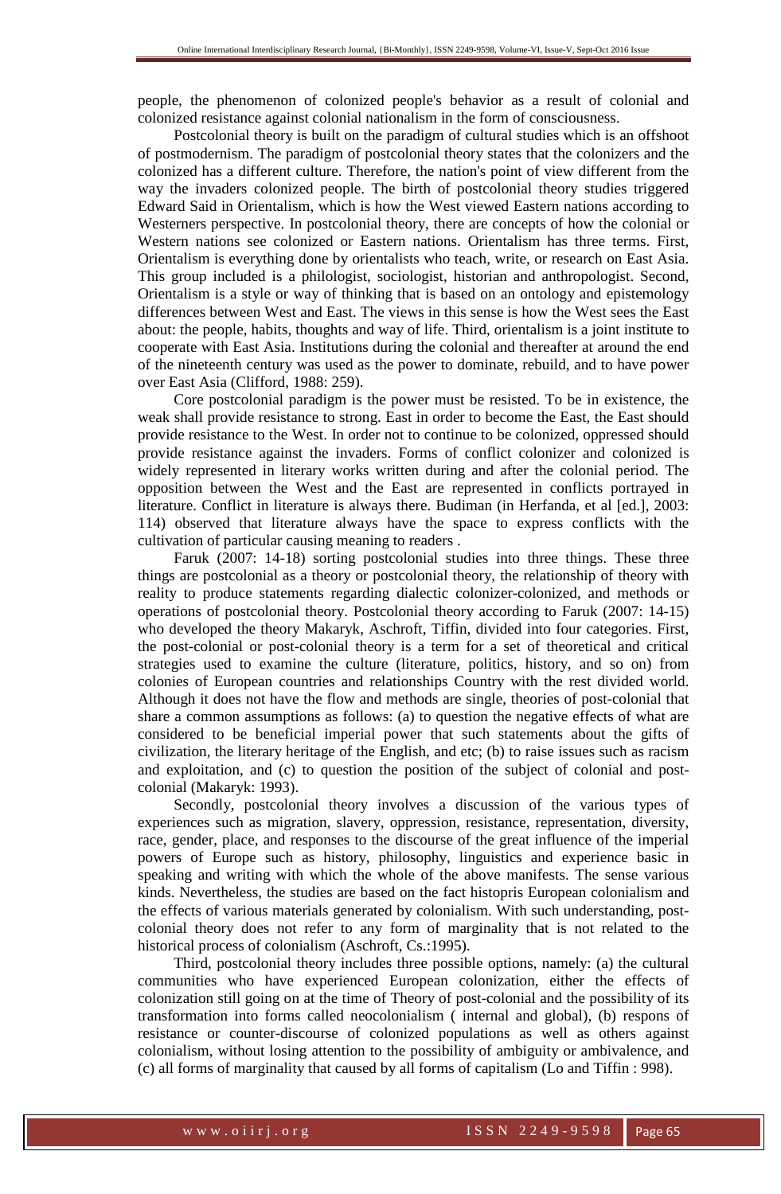people, the phenomenon of colonized people's behavior as a result of colonial and colonized resistance against colonial nationalism in the form of consciousness.

Postcolonial theory is built on the paradigm of cultural studies which is an offshoot of postmodernism. The paradigm of postcolonial theory states that the colonizers and the colonized has a different culture. Therefore, the nation's point of view different from the way the invaders colonized people. The birth of postcolonial theory studies triggered Edward Said in Orientalism, which is how the West viewed Eastern nations according to Westerners perspective. In postcolonial theory, there are concepts of how the colonial or Western nations see colonized or Eastern nations. Orientalism has three terms. First, Orientalism is everything done by orientalists who teach, write, or research on East Asia. This group included is a philologist, sociologist, historian and anthropologist. Second, Orientalism is a style or way of thinking that is based on an ontology and epistemology differences between West and East. The views in this sense is how the West sees the East about: the people, habits, thoughts and way of life. Third, orientalism is a joint institute to cooperate with East Asia. Institutions during the colonial and thereafter at around the end of the nineteenth century was used as the power to dominate, rebuild, and to have power over East Asia (Clifford, 1988: 259).

Core postcolonial paradigm is the power must be resisted. To be in existence, the weak shall provide resistance to strong. East in order to become the East, the East should provide resistance to the West. In order not to continue to be colonized, oppressed should provide resistance against the invaders. Forms of conflict colonizer and colonized is widely represented in literary works written during and after the colonial period. The opposition between the West and the East are represented in conflicts portrayed in literature. Conflict in literature is always there. Budiman (in Herfanda, et al [ed.], 2003: 114) observed that literature always have the space to express conflicts with the cultivation of particular causing meaning to readers .

Faruk (2007: 14-18) sorting postcolonial studies into three things. These three things are postcolonial as a theory or postcolonial theory, the relationship of theory with reality to produce statements regarding dialectic colonizer-colonized, and methods or operations of postcolonial theory. Postcolonial theory according to Faruk (2007: 14-15) who developed the theory Makaryk, Aschroft, Tiffin, divided into four categories. First, the post-colonial or post-colonial theory is a term for a set of theoretical and critical strategies used to examine the culture (literature, politics, history, and so on) from colonies of European countries and relationships Country with the rest divided world. Although it does not have the flow and methods are single, theories of post-colonial that share a common assumptions as follows: (a) to question the negative effects of what are considered to be beneficial imperial power that such statements about the gifts of civilization, the literary heritage of the English, and etc; (b) to raise issues such as racism and exploitation, and (c) to question the position of the subject of colonial and post-colonial (Makaryk: 1993).

Secondly, postcolonial theory involves a discussion of the various types of experiences such as migration, slavery, oppression, resistance, representation, diversity, race, gender, place, and responses to the discourse of the great influence of the imperial powers of Europe such as history, philosophy, linguistics and experience basic in speaking and writing with which the whole of the above manifests. The sense various kinds. Nevertheless, the studies are based on the fact histopris European colonialism and the effects of various materials generated by colonialism. With such understanding, post-colonial theory does not refer to any form of marginality that is not related to the historical process of colonialism (Aschroft, Cs.:1995).

Third, postcolonial theory includes three possible options, namely: (a) the cultural communities who have experienced European colonization, either the effects of colonization still going on at the time of Theory of post-colonial and the possibility of its transformation into forms called neocolonialism ( internal and global), (b) respons of resistance or counter-discourse of colonized populations as well as others against colonialism, without losing attention to the possibility of ambiguity or ambivalence, and (c) all forms of marginality that caused by all forms of capitalism (Lo and Tiffin : 998).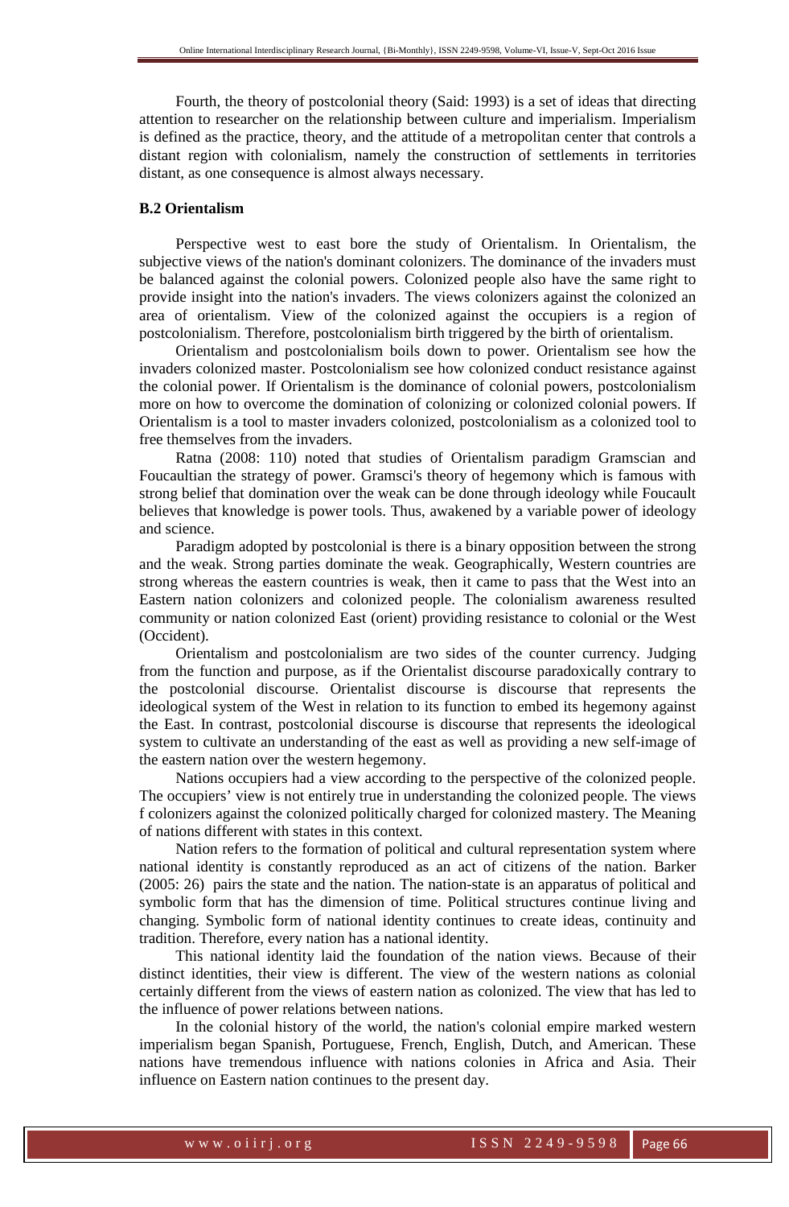Fourth, the theory of postcolonial theory (Said: 1993) is a set of ideas that directing attention to researcher on the relationship between culture and imperialism. Imperialism is defined as the practice, theory, and the attitude of a metropolitan center that controls a distant region with colonialism, namely the construction of settlements in territories distant, as one consequence is almost always necessary.

### B.2 Orientalism

Perspective west to east bore the study of Orientalism. In Orientalism, the subjective views of the nation's dominant colonizers. The dominance of the invaders must be balanced against the colonial powers. Colonized people also have the same right to provide insight into the nation's invaders. The views colonizers against the colonized an area of orientalism. View of the colonized against the occupiers is a region of postcolonialism. Therefore, postcolonialism birth triggered by the birth of orientalism.

Orientalism and postcolonialism boils down to power. Orientalism see how the invaders colonized master. Postcolonialism see how colonized conduct resistance against the colonial power. If Orientalism is the dominance of colonial powers, postcolonialism more on how to overcome the domination of colonizing or colonized colonial powers. If Orientalism is a tool to master invaders colonized, postcolonialism as a colonized tool to free themselves from the invaders.

Ratna (2008: 110) noted that studies of Orientalism paradigm Gramscian and Foucaultian the strategy of power. Gramsci's theory of hegemony which is famous with strong belief that domination over the weak can be done through ideology while Foucault believes that knowledge is power tools. Thus, awakened by a variable power of ideology and science.

Paradigm adopted by postcolonial is there is a binary opposition between the strong and the weak. Strong parties dominate the weak. Geographically, Western countries are strong whereas the eastern countries is weak, then it came to pass that the West into an Eastern nation colonizers and colonized people. The colonialism awareness resulted community or nation colonized East (orient) providing resistance to colonial or the West (Occident).

Orientalism and postcolonialism are two sides of the counter currency. Judging from the function and purpose, as if the Orientalist discourse paradoxically contrary to the postcolonial discourse. Orientalist discourse is discourse that represents the ideological system of the West in relation to its function to embed its hegemony against the East. In contrast, postcolonial discourse is discourse that represents the ideological system to cultivate an understanding of the east as well as providing a new self-image of the eastern nation over the western hegemony.

Nations occupiers had a view according to the perspective of the colonized people. The occupiers' view is not entirely true in understanding the colonized people. The views f colonizers against the colonized politically charged for colonized mastery. The Meaning of nations different with states in this context.

Nation refers to the formation of political and cultural representation system where national identity is constantly reproduced as an act of citizens of the nation. Barker (2005: 26) pairs the state and the nation. The nation-state is an apparatus of political and symbolic form that has the dimension of time. Political structures continue living and changing. Symbolic form of national identity continues to create ideas, continuity and tradition. Therefore, every nation has a national identity.

This national identity laid the foundation of the nation views. Because of their distinct identities, their view is different. The view of the western nations as colonial certainly different from the views of eastern nation as colonized. The view that has led to the influence of power relations between nations.

In the colonial history of the world, the nation's colonial empire marked western imperialism began Spanish, Portuguese, French, English, Dutch, and American. These nations have tremendous influence with nations colonies in Africa and Asia. Their influence on Eastern nation continues to the present day.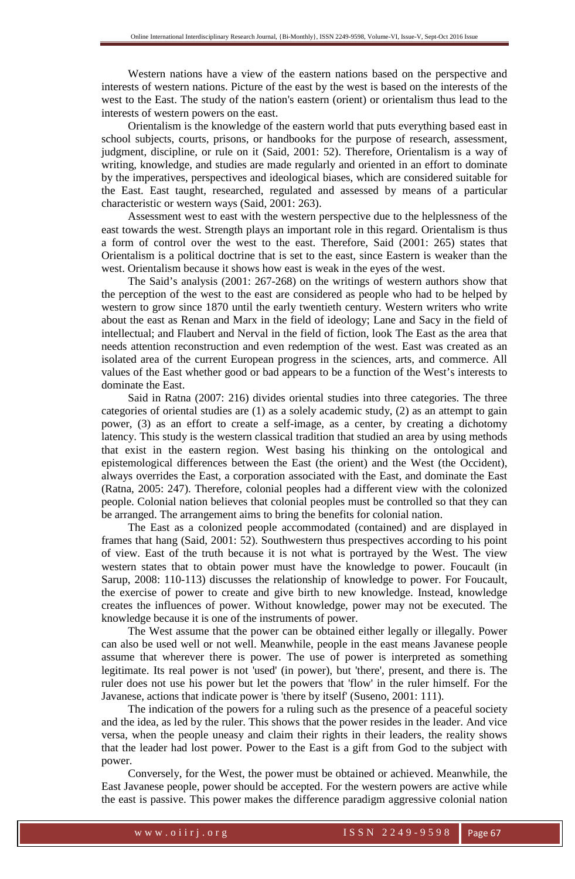Western nations have a view of the eastern nations based on the perspective and interests of western nations. Picture of the east by the west is based on the interests of the west to the East. The study of the nation's eastern (orient) or orientalism thus lead to the interests of western powers on the east.

Orientalism is the knowledge of the eastern world that puts everything based east in school subjects, courts, prisons, or handbooks for the purpose of research, assessment, judgment, discipline, or rule on it (Said, 2001: 52). Therefore, Orientalism is a way of writing, knowledge, and studies are made regularly and oriented in an effort to dominate by the imperatives, perspectives and ideological biases, which are considered suitable for the East. East taught, researched, regulated and assessed by means of a particular characteristic or western ways (Said, 2001: 263).

Assessment west to east with the western perspective due to the helplessness of the east towards the west. Strength plays an important role in this regard. Orientalism is thus a form of control over the west to the east. Therefore, Said (2001: 265) states that Orientalism is a political doctrine that is set to the east, since Eastern is weaker than the west. Orientalism because it shows how east is weak in the eyes of the west.

The Said's analysis (2001: 267-268) on the writings of western authors show that the perception of the west to the east are considered as people who had to be helped by western to grow since 1870 until the early twentieth century. Western writers who write about the east as Renan and Marx in the field of ideology; Lane and Sacy in the field of intellectual; and Flaubert and Nerval in the field of fiction, look The East as the area that needs attention reconstruction and even redemption of the west. East was created as an isolated area of the current European progress in the sciences, arts, and commerce. All values of the East whether good or bad appears to be a function of the West's interests to dominate the East.

Said in Ratna (2007: 216) divides oriental studies into three categories. The three categories of oriental studies are (1) as a solely academic study, (2) as an attempt to gain power, (3) as an effort to create a self-image, as a center, by creating a dichotomy latency. This study is the western classical tradition that studied an area by using methods that exist in the eastern region. West basing his thinking on the ontological and epistemological differences between the East (the orient) and the West (the Occident), always overrides the East, a corporation associated with the East, and dominate the East (Ratna, 2005: 247). Therefore, colonial peoples had a different view with the colonized people. Colonial nation believes that colonial peoples must be controlled so that they can be arranged. The arrangement aims to bring the benefits for colonial nation.

The East as a colonized people accommodated (contained) and are displayed in frames that hang (Said, 2001: 52). Southwestern thus prespectives according to his point of view. East of the truth because it is not what is portrayed by the West. The view western states that to obtain power must have the knowledge to power. Foucault (in Sarup, 2008: 110-113) discusses the relationship of knowledge to power. For Foucault, the exercise of power to create and give birth to new knowledge. Instead, knowledge creates the influences of power. Without knowledge, power may not be executed. The knowledge because it is one of the instruments of power.

The West assume that the power can be obtained either legally or illegally. Power can also be used well or not well. Meanwhile, people in the east means Javanese people assume that wherever there is power. The use of power is interpreted as something legitimate. Its real power is not 'used' (in power), but 'there', present, and there is. The ruler does not use his power but let the powers that 'flow' in the ruler himself. For the Javanese, actions that indicate power is 'there by itself' (Suseno, 2001: 111).

The indication of the powers for a ruling such as the presence of a peaceful society and the idea, as led by the ruler. This shows that the power resides in the leader. And vice versa, when the people uneasy and claim their rights in their leaders, the reality shows that the leader had lost power. Power to the East is a gift from God to the subject with power.

Conversely, for the West, the power must be obtained or achieved. Meanwhile, the East Javanese people, power should be accepted. For the western powers are active while the east is passive. This power makes the difference paradigm aggressive colonial nation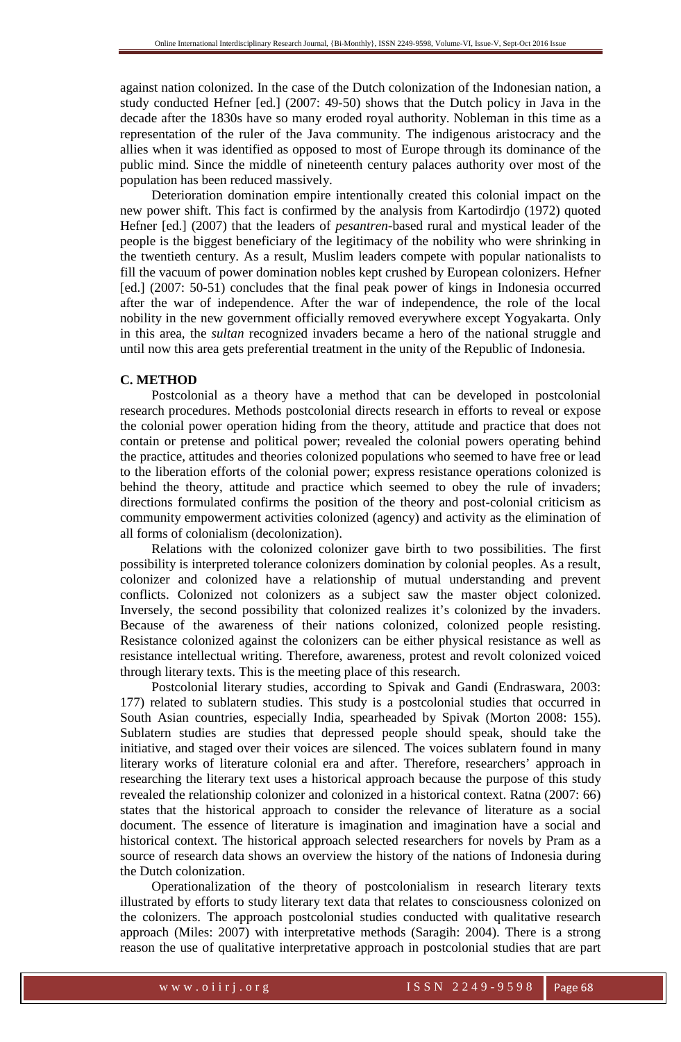against nation colonized. In the case of the Dutch colonization of the Indonesian nation, a study conducted Hefner [ed.] (2007: 49-50) shows that the Dutch policy in Java in the decade after the 1830s have so many eroded royal authority. Nobleman in this time as a representation of the ruler of the Java community. The indigenous aristocracy and the allies when it was identified as opposed to most of Europe through its dominance of the public mind. Since the middle of nineteenth century palaces authority over most of the population has been reduced massively.

Deterioration domination empire intentionally created this colonial impact on the new power shift. This fact is confirmed by the analysis from Kartodirdjo (1972) quoted Hefner [ed.] (2007) that the leaders of *pesantren*-based rural and mystical leader of the people is the biggest beneficiary of the legitimacy of the nobility who were shrinking in the twentieth century. As a result, Muslim leaders compete with popular nationalists to fill the vacuum of power domination nobles kept crushed by European colonizers. Hefner [ed.] (2007: 50-51) concludes that the final peak power of kings in Indonesia occurred after the war of independence. After the war of independence, the role of the local nobility in the new government officially removed everywhere except Yogyakarta. Only in this area, the *sultan* recognized invaders became a hero of the national struggle and until now this area gets preferential treatment in the unity of the Republic of Indonesia.

## C. METHOD

Postcolonial as a theory have a method that can be developed in postcolonial research procedures. Methods postcolonial directs research in efforts to reveal or expose the colonial power operation hiding from the theory, attitude and practice that does not contain or pretense and political power; revealed the colonial powers operating behind the practice, attitudes and theories colonized populations who seemed to have free or lead to the liberation efforts of the colonial power; express resistance operations colonized is behind the theory, attitude and practice which seemed to obey the rule of invaders; directions formulated confirms the position of the theory and post-colonial criticism as community empowerment activities colonized (agency) and activity as the elimination of all forms of colonialism (decolonization).

Relations with the colonized colonizer gave birth to two possibilities. The first possibility is interpreted tolerance colonizers domination by colonial peoples. As a result, colonizer and colonized have a relationship of mutual understanding and prevent conflicts. Colonized not colonizers as a subject saw the master object colonized. Inversely, the second possibility that colonized realizes it's colonized by the invaders. Because of the awareness of their nations colonized, colonized people resisting. Resistance colonized against the colonizers can be either physical resistance as well as resistance intellectual writing. Therefore, awareness, protest and revolt colonized voiced through literary texts. This is the meeting place of this research.

Postcolonial literary studies, according to Spivak and Gandi (Endraswara, 2003: 177) related to sublatern studies. This study is a postcolonial studies that occurred in South Asian countries, especially India, spearheaded by Spivak (Morton 2008: 155). Sublatern studies are studies that depressed people should speak, should take the initiative, and staged over their voices are silenced. The voices sublatern found in many literary works of literature colonial era and after. Therefore, researchers' approach in researching the literary text uses a historical approach because the purpose of this study revealed the relationship colonizer and colonized in a historical context. Ratna (2007: 66) states that the historical approach to consider the relevance of literature as a social document. The essence of literature is imagination and imagination have a social and historical context. The historical approach selected researchers for novels by Pram as a source of research data shows an overview the history of the nations of Indonesia during the Dutch colonization.

Operationalization of the theory of postcolonialism in research literary texts illustrated by efforts to study literary text data that relates to consciousness colonized on the colonizers. The approach postcolonial studies conducted with qualitative research approach (Miles: 2007) with interpretative methods (Saragih: 2004). There is a strong reason the use of qualitative interpretative approach in postcolonial studies that are part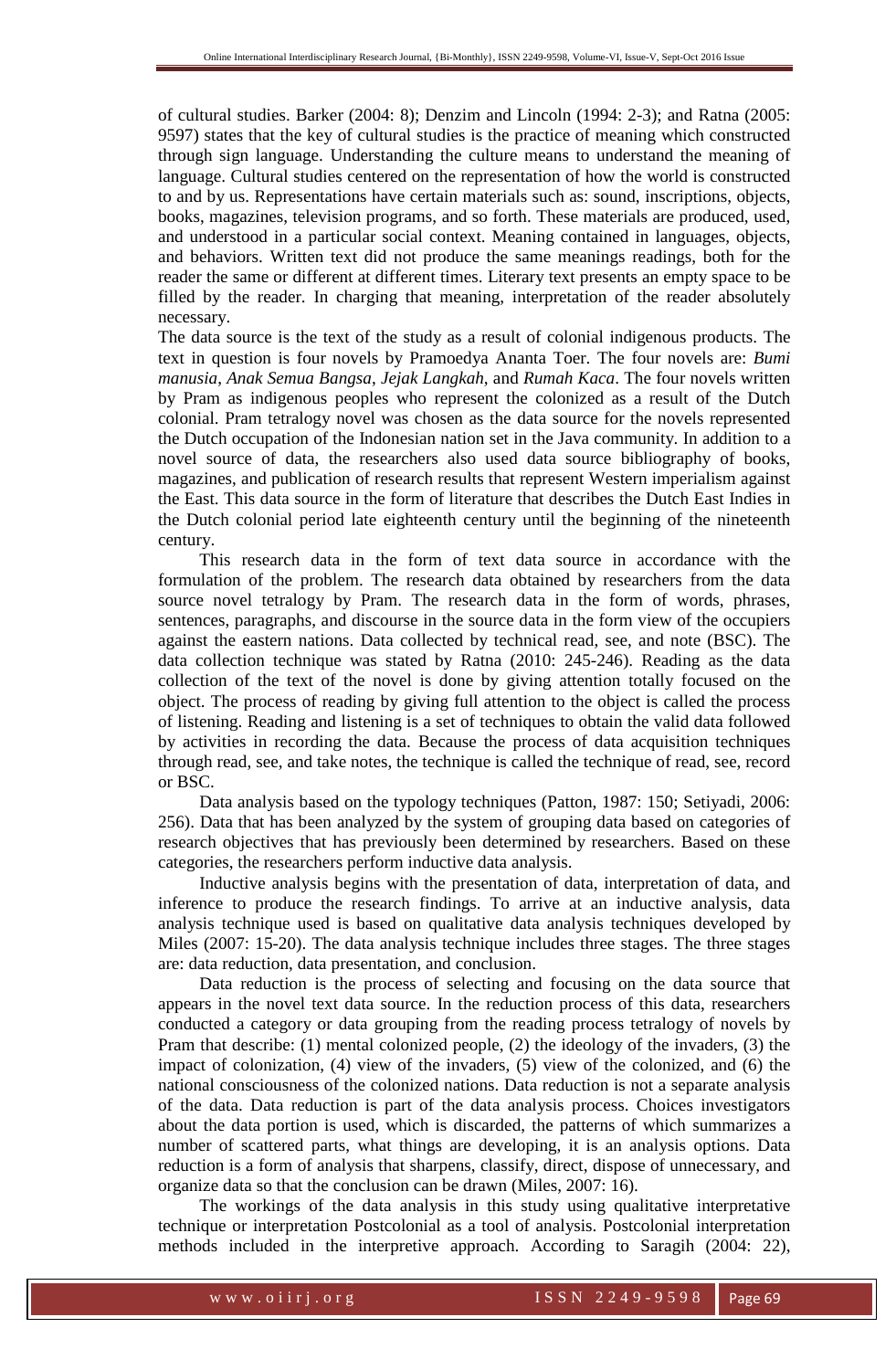of cultural studies. Barker (2004: 8); Denzim and Lincoln (1994: 2-3); and Ratna (2005: 9597) states that the key of cultural studies is the practice of meaning which constructed through sign language. Understanding the culture means to understand the meaning of language. Cultural studies centered on the representation of how the world is constructed to and by us. Representations have certain materials such as: sound, inscriptions, objects, books, magazines, television programs, and so forth. These materials are produced, used, and understood in a particular social context. Meaning contained in languages, objects, and behaviors. Written text did not produce the same meanings readings, both for the reader the same or different at different times. Literary text presents an empty space to be filled by the reader. In charging that meaning, interpretation of the reader absolutely necessary.

The data source is the text of the study as a result of colonial indigenous products. The text in question is four novels by Pramoedya Ananta Toer. The four novels are: *Bumi manusia*, *Anak Semua Bangsa*, *Jejak Langkah*, and *Rumah Kaca*. The four novels written by Pram as indigenous peoples who represent the colonized as a result of the Dutch colonial. Pram tetralogy novel was chosen as the data source for the novels represented the Dutch occupation of the Indonesian nation set in the Java community. In addition to a novel source of data, the researchers also used data source bibliography of books, magazines, and publication of research results that represent Western imperialism against the East. This data source in the form of literature that describes the Dutch East Indies in the Dutch colonial period late eighteenth century until the beginning of the nineteenth century.

This research data in the form of text data source in accordance with the formulation of the problem. The research data obtained by researchers from the data source novel tetralogy by Pram. The research data in the form of words, phrases, sentences, paragraphs, and discourse in the source data in the form view of the occupiers against the eastern nations. Data collected by technical read, see, and note (BSC). The data collection technique was stated by Ratna (2010: 245-246). Reading as the data collection of the text of the novel is done by giving attention totally focused on the object. The process of reading by giving full attention to the object is called the process of listening. Reading and listening is a set of techniques to obtain the valid data followed by activities in recording the data. Because the process of data acquisition techniques through read, see, and take notes, the technique is called the technique of read, see, record or BSC.

Data analysis based on the typology techniques (Patton, 1987: 150; Setiyadi, 2006: 256). Data that has been analyzed by the system of grouping data based on categories of research objectives that has previously been determined by researchers. Based on these categories, the researchers perform inductive data analysis.

Inductive analysis begins with the presentation of data, interpretation of data, and inference to produce the research findings. To arrive at an inductive analysis, data analysis technique used is based on qualitative data analysis techniques developed by Miles (2007: 15-20). The data analysis technique includes three stages. The three stages are: data reduction, data presentation, and conclusion.

Data reduction is the process of selecting and focusing on the data source that appears in the novel text data source. In the reduction process of this data, researchers conducted a category or data grouping from the reading process tetralogy of novels by Pram that describe: (1) mental colonized people, (2) the ideology of the invaders, (3) the impact of colonization, (4) view of the invaders, (5) view of the colonized, and (6) the national consciousness of the colonized nations. Data reduction is not a separate analysis of the data. Data reduction is part of the data analysis process. Choices investigators about the data portion is used, which is discarded, the patterns of which summarizes a number of scattered parts, what things are developing, it is an analysis options. Data reduction is a form of analysis that sharpens, classify, direct, dispose of unnecessary, and organize data so that the conclusion can be drawn (Miles, 2007: 16).

The workings of the data analysis in this study using qualitative interpretative technique or interpretation Postcolonial as a tool of analysis. Postcolonial interpretation methods included in the interpretive approach. According to Saragih (2004: 22),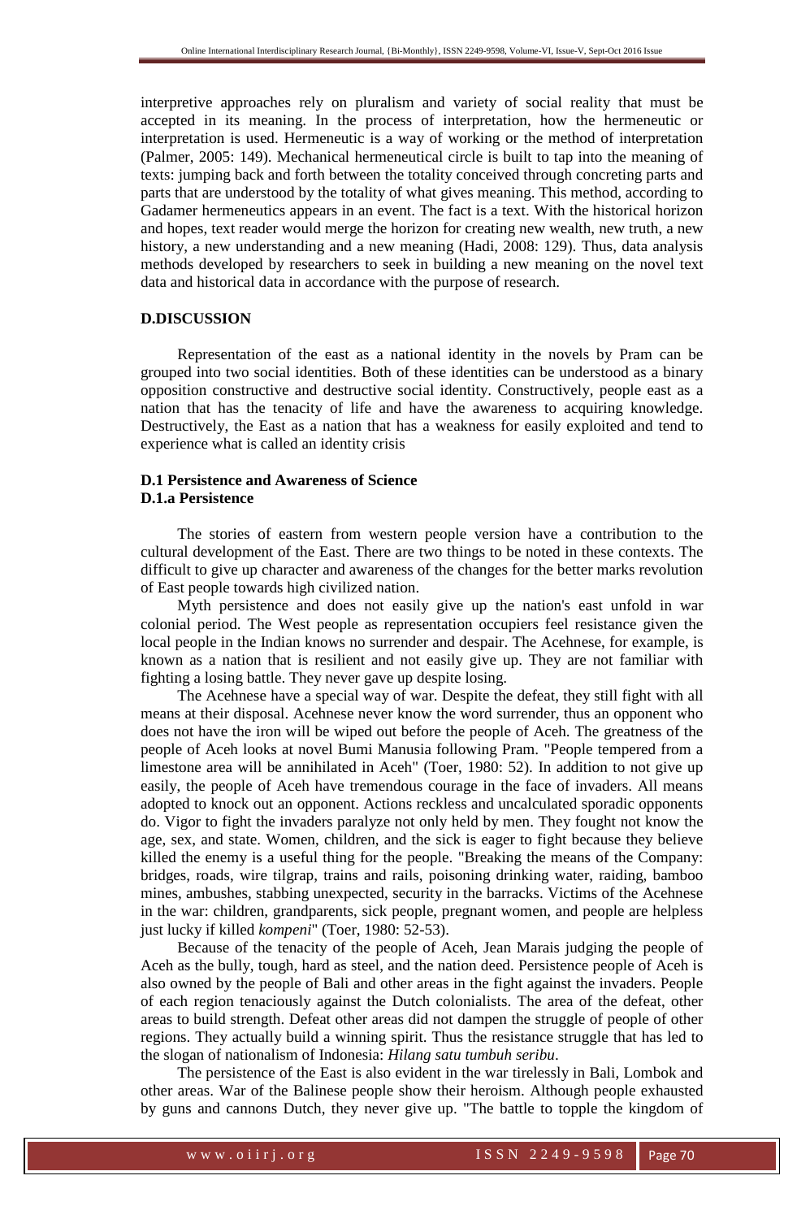interpretive approaches rely on pluralism and variety of social reality that must be accepted in its meaning. In the process of interpretation, how the hermeneutic or interpretation is used. Hermeneutic is a way of working or the method of interpretation (Palmer, 2005: 149). Mechanical hermeneutical circle is built to tap into the meaning of texts: jumping back and forth between the totality conceived through concreting parts and parts that are understood by the totality of what gives meaning. This method, according to Gadamer hermeneutics appears in an event. The fact is a text. With the historical horizon and hopes, text reader would merge the horizon for creating new wealth, new truth, a new history, a new understanding and a new meaning (Hadi, 2008: 129). Thus, data analysis methods developed by researchers to seek in building a new meaning on the novel text data and historical data in accordance with the purpose of research.

## D.DISCUSSION

Representation of the east as a national identity in the novels by Pram can be grouped into two social identities. Both of these identities can be understood as a binary opposition constructive and destructive social identity. Constructively, people east as a nation that has the tenacity of life and have the awareness to acquiring knowledge. Destructively, the East as a nation that has a weakness for easily exploited and tend to experience what is called an identity crisis

### D.1 Persistence and Awareness of Science

#### D.1.a Persistence

The stories of eastern from western people version have a contribution to the cultural development of the East. There are two things to be noted in these contexts. The difficult to give up character and awareness of the changes for the better marks revolution of East people towards high civilized nation.

Myth persistence and does not easily give up the nation's east unfold in war colonial period. The West people as representation occupiers feel resistance given the local people in the Indian knows no surrender and despair. The Acehnese, for example, is known as a nation that is resilient and not easily give up. They are not familiar with fighting a losing battle. They never gave up despite losing.

The Acehnese have a special way of war. Despite the defeat, they still fight with all means at their disposal. Acehnese never know the word surrender, thus an opponent who does not have the iron will be wiped out before the people of Aceh. The greatness of the people of Aceh looks at novel Bumi Manusia following Pram. "People tempered from a limestone area will be annihilated in Aceh" (Toer, 1980: 52). In addition to not give up easily, the people of Aceh have tremendous courage in the face of invaders. All means adopted to knock out an opponent. Actions reckless and uncalculated sporadic opponents do. Vigor to fight the invaders paralyze not only held by men. They fought not know the age, sex, and state. Women, children, and the sick is eager to fight because they believe killed the enemy is a useful thing for the people. "Breaking the means of the Company: bridges, roads, wire tilgrap, trains and rails, poisoning drinking water, raiding, bamboo mines, ambushes, stabbing unexpected, security in the barracks. Victims of the Acehnese in the war: children, grandparents, sick people, pregnant women, and people are helpless just lucky if killed *kompeni*" (Toer, 1980: 52-53).

Because of the tenacity of the people of Aceh, Jean Marais judging the people of Aceh as the bully, tough, hard as steel, and the nation deed. Persistence people of Aceh is also owned by the people of Bali and other areas in the fight against the invaders. People of each region tenaciously against the Dutch colonialists. The area of the defeat, other areas to build strength. Defeat other areas did not dampen the struggle of people of other regions. They actually build a winning spirit. Thus the resistance struggle that has led to the slogan of nationalism of Indonesia: *Hilang satu tumbuh seribu*.

The persistence of the East is also evident in the war tirelessly in Bali, Lombok and other areas. War of the Balinese people show their heroism. Although people exhausted by guns and cannons Dutch, they never give up. "The battle to topple the kingdom of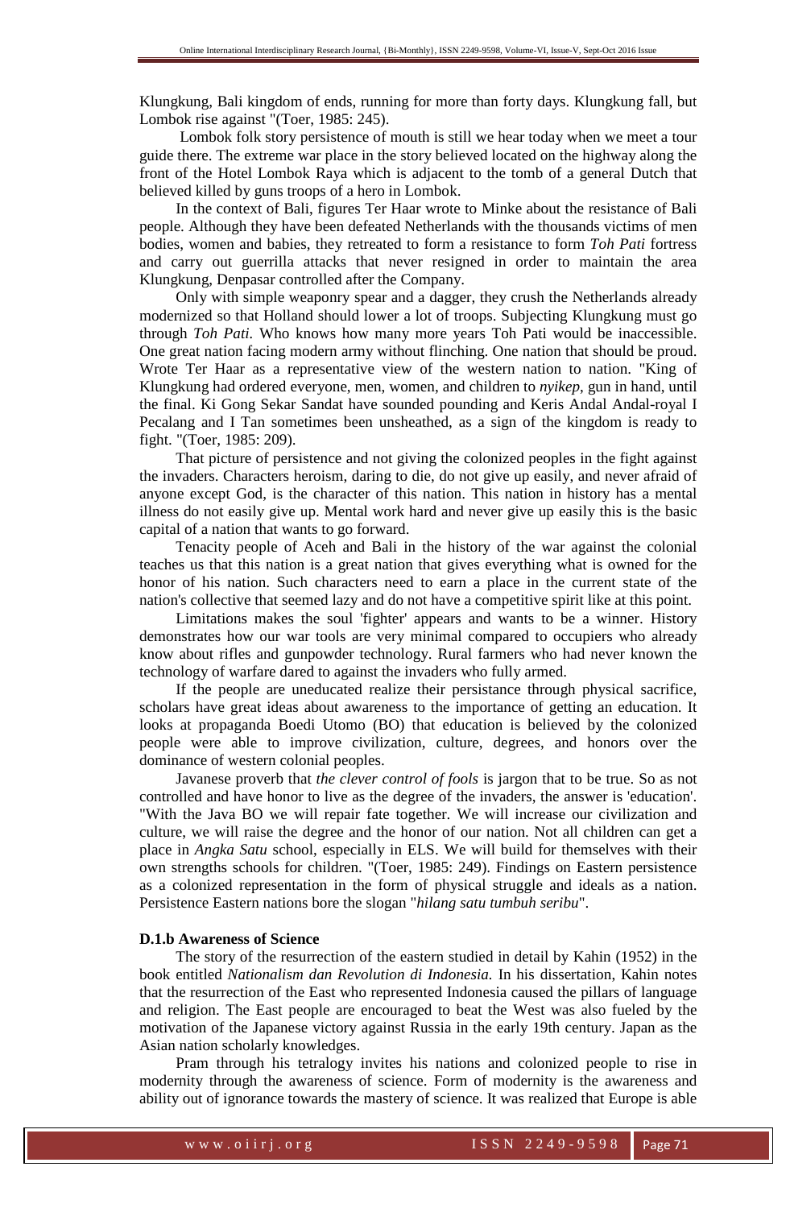Klungkung, Bali kingdom of ends, running for more than forty days. Klungkung fall, but Lombok rise against "(Toer, 1985: 245).

Lombok folk story persistence of mouth is still we hear today when we meet a tour guide there. The extreme war place in the story believed located on the highway along the front of the Hotel Lombok Raya which is adjacent to the tomb of a general Dutch that believed killed by guns troops of a hero in Lombok.

In the context of Bali, figures Ter Haar wrote to Minke about the resistance of Bali people. Although they have been defeated Netherlands with the thousands victims of men bodies, women and babies, they retreated to form a resistance to form *Toh Pati* fortress and carry out guerrilla attacks that never resigned in order to maintain the area Klungkung, Denpasar controlled after the Company.

Only with simple weaponry spear and a dagger, they crush the Netherlands already modernized so that Holland should lower a lot of troops. Subjecting Klungkung must go through *Toh Pati.* Who knows how many more years Toh Pati would be inaccessible. One great nation facing modern army without flinching. One nation that should be proud. Wrote Ter Haar as a representative view of the western nation to nation. "King of Klungkung had ordered everyone, men, women, and children to *nyikep*, gun in hand, until the final. Ki Gong Sekar Sandat have sounded pounding and Keris Andal Andal-royal I Pecalang and I Tan sometimes been unsheathed, as a sign of the kingdom is ready to fight. "(Toer, 1985: 209).

That picture of persistence and not giving the colonized peoples in the fight against the invaders. Characters heroism, daring to die, do not give up easily, and never afraid of anyone except God, is the character of this nation. This nation in history has a mental illness do not easily give up. Mental work hard and never give up easily this is the basic capital of a nation that wants to go forward.

Tenacity people of Aceh and Bali in the history of the war against the colonial teaches us that this nation is a great nation that gives everything what is owned for the honor of his nation. Such characters need to earn a place in the current state of the nation's collective that seemed lazy and do not have a competitive spirit like at this point.

Limitations makes the soul 'fighter' appears and wants to be a winner. History demonstrates how our war tools are very minimal compared to occupiers who already know about rifles and gunpowder technology. Rural farmers who had never known the technology of warfare dared to against the invaders who fully armed.

If the people are uneducated realize their persistance through physical sacrifice, scholars have great ideas about awareness to the importance of getting an education. It looks at propaganda Boedi Utomo (BO) that education is believed by the colonized people were able to improve civilization, culture, degrees, and honors over the dominance of western colonial peoples.

Javanese proverb that *the clever control of fools* is jargon that to be true. So as not controlled and have honor to live as the degree of the invaders, the answer is 'education'. "With the Java BO we will repair fate together. We will increase our civilization and culture, we will raise the degree and the honor of our nation. Not all children can get a place in *Angka Satu* school, especially in ELS. We will build for themselves with their own strengths schools for children. "(Toer, 1985: 249). Findings on Eastern persistence as a colonized representation in the form of physical struggle and ideals as a nation. Persistence Eastern nations bore the slogan "*hilang satu tumbuh seribu*".

#### D.1.b Awareness of Science

The story of the resurrection of the eastern studied in detail by Kahin (1952) in the book entitled *Nationalism dan Revolution di Indonesia.* In his dissertation, Kahin notes that the resurrection of the East who represented Indonesia caused the pillars of language and religion. The East people are encouraged to beat the West was also fueled by the motivation of the Japanese victory against Russia in the early 19th century. Japan as the Asian nation scholarly knowledges.

Pram through his tetralogy invites his nations and colonized people to rise in modernity through the awareness of science. Form of modernity is the awareness and ability out of ignorance towards the mastery of science. It was realized that Europe is able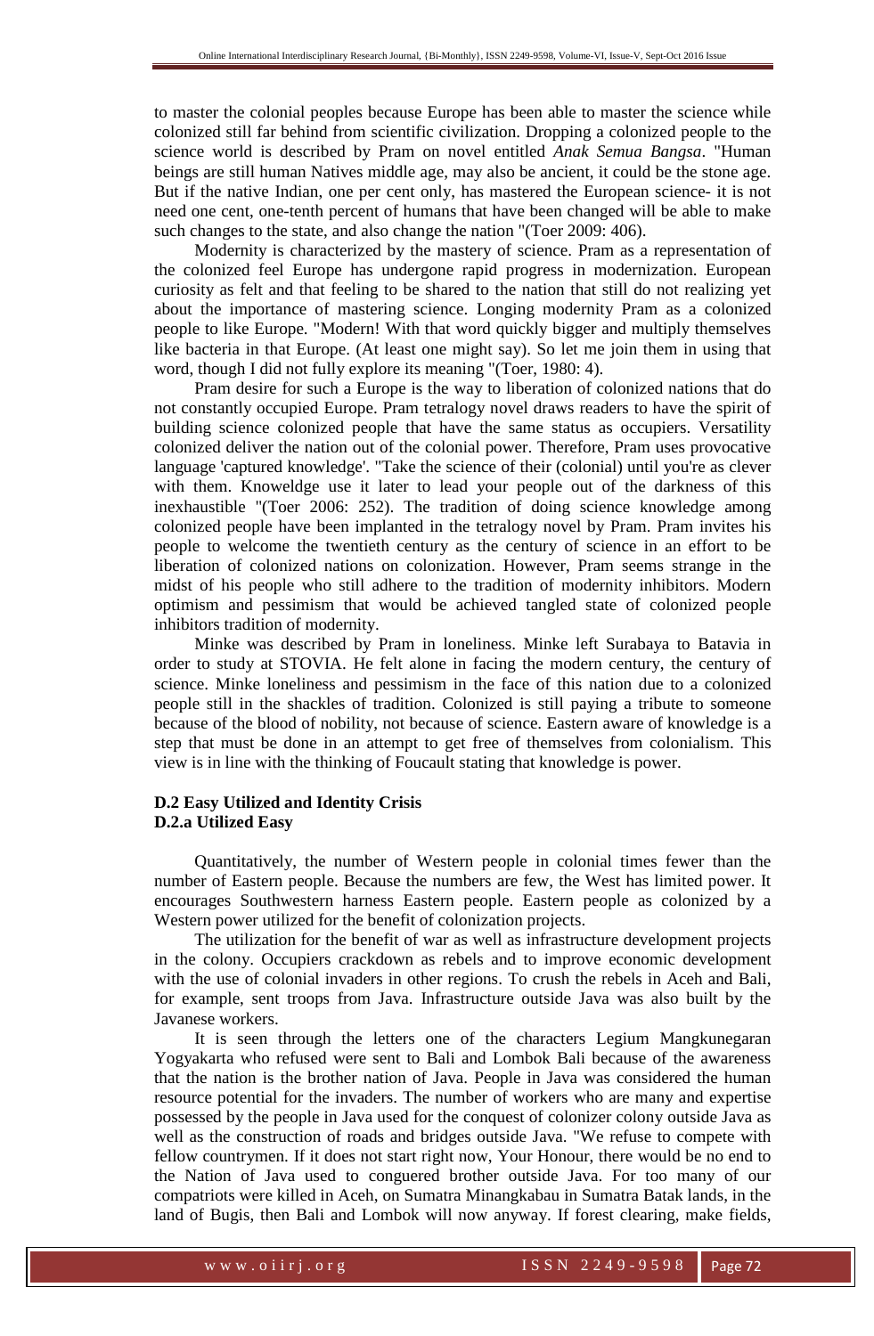to master the colonial peoples because Europe has been able to master the science while colonized still far behind from scientific civilization. Dropping a colonized people to the science world is described by Pram on novel entitled *Anak Semua Bangsa*. "Human beings are still human Natives middle age, may also be ancient, it could be the stone age. But if the native Indian, one per cent only, has mastered the European science- it is not need one cent, one-tenth percent of humans that have been changed will be able to make such changes to the state, and also change the nation "(Toer 2009: 406).

Modernity is characterized by the mastery of science. Pram as a representation of the colonized feel Europe has undergone rapid progress in modernization. European curiosity as felt and that feeling to be shared to the nation that still do not realizing yet about the importance of mastering science. Longing modernity Pram as a colonized people to like Europe. "Modern! With that word quickly bigger and multiply themselves like bacteria in that Europe. (At least one might say). So let me join them in using that word, though I did not fully explore its meaning "(Toer, 1980: 4).

Pram desire for such a Europe is the way to liberation of colonized nations that do not constantly occupied Europe. Pram tetralogy novel draws readers to have the spirit of building science colonized people that have the same status as occupiers. Versatility colonized deliver the nation out of the colonial power. Therefore, Pram uses provocative language 'captured knowledge'. "Take the science of their (colonial) until you're as clever with them. Knoweldge use it later to lead your people out of the darkness of this inexhaustible "(Toer 2006: 252). The tradition of doing science knowledge among colonized people have been implanted in the tetralogy novel by Pram. Pram invites his people to welcome the twentieth century as the century of science in an effort to be liberation of colonized nations on colonization. However, Pram seems strange in the midst of his people who still adhere to the tradition of modernity inhibitors. Modern optimism and pessimism that would be achieved tangled state of colonized people inhibitors tradition of modernity.

Minke was described by Pram in loneliness. Minke left Surabaya to Batavia in order to study at STOVIA. He felt alone in facing the modern century, the century of science. Minke loneliness and pessimism in the face of this nation due to a colonized people still in the shackles of tradition. Colonized is still paying a tribute to someone because of the blood of nobility, not because of science. Eastern aware of knowledge is a step that must be done in an attempt to get free of themselves from colonialism. This view is in line with the thinking of Foucault stating that knowledge is power.

### D.2 Easy Utilized and Identity Crisis

#### D.2.a Utilized Easy

Quantitatively, the number of Western people in colonial times fewer than the number of Eastern people. Because the numbers are few, the West has limited power. It encourages Southwestern harness Eastern people. Eastern people as colonized by a Western power utilized for the benefit of colonization projects.

The utilization for the benefit of war as well as infrastructure development projects in the colony. Occupiers crackdown as rebels and to improve economic development with the use of colonial invaders in other regions. To crush the rebels in Aceh and Bali, for example, sent troops from Java. Infrastructure outside Java was also built by the Javanese workers.

It is seen through the letters one of the characters Legium Mangkunegaran Yogyakarta who refused were sent to Bali and Lombok Bali because of the awareness that the nation is the brother nation of Java. People in Java was considered the human resource potential for the invaders. The number of workers who are many and expertise possessed by the people in Java used for the conquest of colonizer colony outside Java as well as the construction of roads and bridges outside Java. "We refuse to compete with fellow countrymen. If it does not start right now, Your Honour, there would be no end to the Nation of Java used to conguered brother outside Java. For too many of our compatriots were killed in Aceh, on Sumatra Minangkabau in Sumatra Batak lands, in the land of Bugis, then Bali and Lombok will now anyway. If forest clearing, make fields,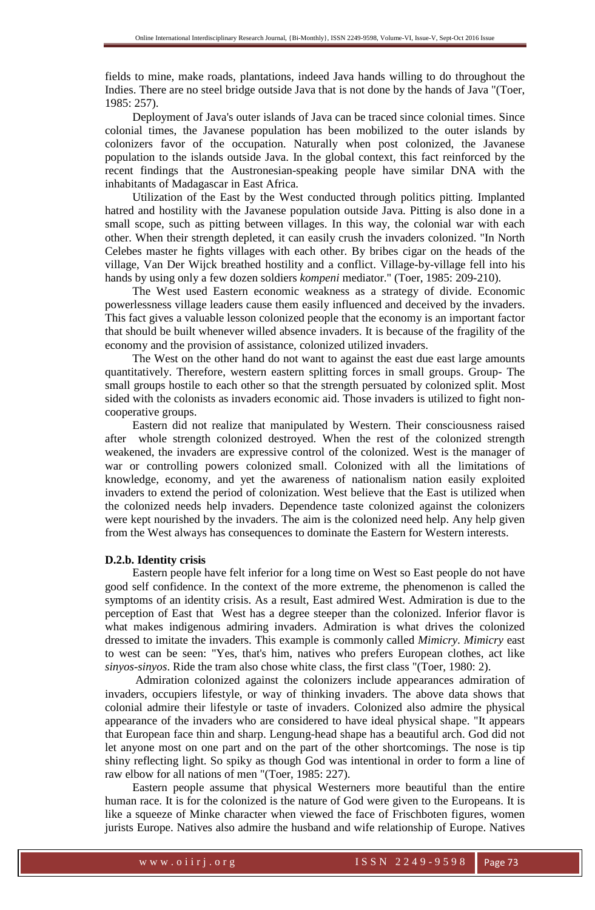fields to mine, make roads, plantations, indeed Java hands willing to do throughout the Indies. There are no steel bridge outside Java that is not done by the hands of Java "(Toer, 1985: 257).

Deployment of Java's outer islands of Java can be traced since colonial times. Since colonial times, the Javanese population has been mobilized to the outer islands by colonizers favor of the occupation. Naturally when post colonized, the Javanese population to the islands outside Java. In the global context, this fact reinforced by the recent findings that the Austronesian-speaking people have similar DNA with the inhabitants of Madagascar in East Africa.

Utilization of the East by the West conducted through politics pitting. Implanted hatred and hostility with the Javanese population outside Java. Pitting is also done in a small scope, such as pitting between villages. In this way, the colonial war with each other. When their strength depleted, it can easily crush the invaders colonized. "In North Celebes master he fights villages with each other. By bribes cigar on the heads of the village, Van Der Wijck breathed hostility and a conflict. Village-by-village fell into his hands by using only a few dozen soldiers *kompeni* mediator." (Toer, 1985: 209-210).

The West used Eastern economic weakness as a strategy of divide. Economic powerlessness village leaders cause them easily influenced and deceived by the invaders. This fact gives a valuable lesson colonized people that the economy is an important factor that should be built whenever willed absence invaders. It is because of the fragility of the economy and the provision of assistance, colonized utilized invaders.

The West on the other hand do not want to against the east due east large amounts quantitatively. Therefore, western eastern splitting forces in small groups. Group- The small groups hostile to each other so that the strength persuated by colonized split. Most sided with the colonists as invaders economic aid. Those invaders is utilized to fight non-cooperative groups.

Eastern did not realize that manipulated by Western. Their consciousness raised after whole strength colonized destroyed. When the rest of the colonized strength weakened, the invaders are expressive control of the colonized. West is the manager of war or controlling powers colonized small. Colonized with all the limitations of knowledge, economy, and yet the awareness of nationalism nation easily exploited invaders to extend the period of colonization. West believe that the East is utilized when the colonized needs help invaders. Dependence taste colonized against the colonizers were kept nourished by the invaders. The aim is the colonized need help. Any help given from the West always has consequences to dominate the Eastern for Western interests.

### D.2.b. Identity crisis

Eastern people have felt inferior for a long time on West so East people do not have good self confidence. In the context of the more extreme, the phenomenon is called the symptoms of an identity crisis. As a result, East admired West. Admiration is due to the perception of East that West has a degree steeper than the colonized. Inferior flavor is what makes indigenous admiring invaders. Admiration is what drives the colonized dressed to imitate the invaders. This example is commonly called *Mimicry*. *Mimicry* east to west can be seen: "Yes, that's him, natives who prefers European clothes, act like *sinyos-sinyos*. Ride the tram also chose white class, the first class "(Toer, 1980: 2).

Admiration colonized against the colonizers include appearances admiration of invaders, occupiers lifestyle, or way of thinking invaders. The above data shows that colonial admire their lifestyle or taste of invaders. Colonized also admire the physical appearance of the invaders who are considered to have ideal physical shape. "It appears that European face thin and sharp. Lengung-head shape has a beautiful arch. God did not let anyone most on one part and on the part of the other shortcomings. The nose is tip shiny reflecting light. So spiky as though God was intentional in order to form a line of raw elbow for all nations of men "(Toer, 1985: 227).

Eastern people assume that physical Westerners more beautiful than the entire human race. It is for the colonized is the nature of God were given to the Europeans. It is like a squeeze of Minke character when viewed the face of Frischboten figures, women jurists Europe. Natives also admire the husband and wife relationship of Europe. Natives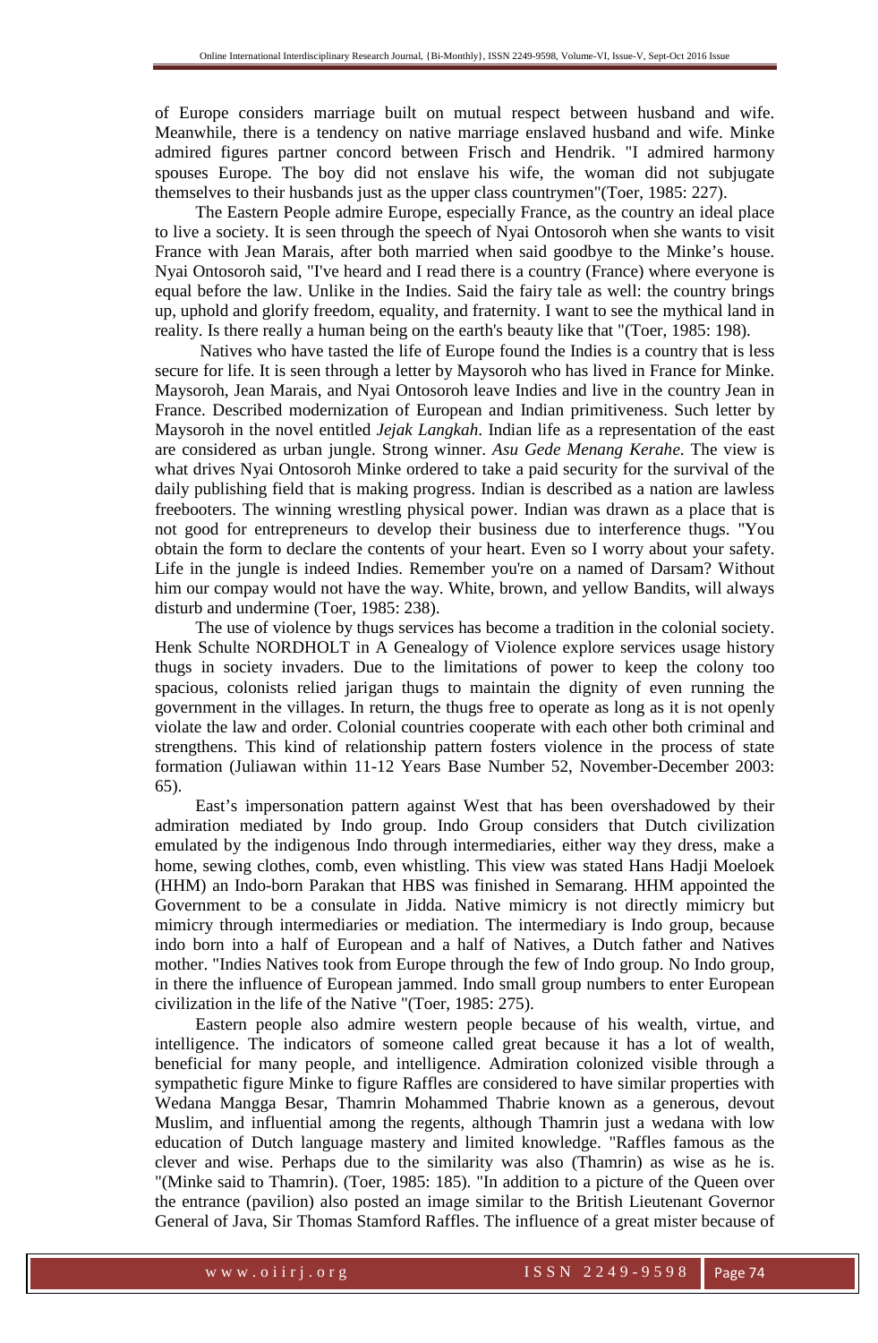of Europe considers marriage built on mutual respect between husband and wife. Meanwhile, there is a tendency on native marriage enslaved husband and wife. Minke admired figures partner concord between Frisch and Hendrik. "I admired harmony spouses Europe. The boy did not enslave his wife, the woman did not subjugate themselves to their husbands just as the upper class countrymen"(Toer, 1985: 227).

The Eastern People admire Europe, especially France, as the country an ideal place to live a society. It is seen through the speech of Nyai Ontosoroh when she wants to visit France with Jean Marais, after both married when said goodbye to the Minke's house. Nyai Ontosoroh said, "I've heard and I read there is a country (France) where everyone is equal before the law. Unlike in the Indies. Said the fairy tale as well: the country brings up, uphold and glorify freedom, equality, and fraternity. I want to see the mythical land in reality. Is there really a human being on the earth's beauty like that "(Toer, 1985: 198).

Natives who have tasted the life of Europe found the Indies is a country that is less secure for life. It is seen through a letter by Maysoroh who has lived in France for Minke. Maysoroh, Jean Marais, and Nyai Ontosoroh leave Indies and live in the country Jean in France. Described modernization of European and Indian primitiveness. Such letter by Maysoroh in the novel entitled *Jejak Langkah*. Indian life as a representation of the east are considered as urban jungle. Strong winner. *Asu Gede Menang Kerahe*. The view is what drives Nyai Ontosoroh Minke ordered to take a paid security for the survival of the daily publishing field that is making progress. Indian is described as a nation are lawless freebooters. The winning wrestling physical power. Indian was drawn as a place that is not good for entrepreneurs to develop their business due to interference thugs. "You obtain the form to declare the contents of your heart. Even so I worry about your safety. Life in the jungle is indeed Indies. Remember you're on a named of Darsam? Without him our compay would not have the way. White, brown, and yellow Bandits, will always disturb and undermine (Toer, 1985: 238).

The use of violence by thugs services has become a tradition in the colonial society. Henk Schulte NORDHOLT in A Genealogy of Violence explore services usage history thugs in society invaders. Due to the limitations of power to keep the colony too spacious, colonists relied jarigan thugs to maintain the dignity of even running the government in the villages. In return, the thugs free to operate as long as it is not openly violate the law and order. Colonial countries cooperate with each other both criminal and strengthens. This kind of relationship pattern fosters violence in the process of state formation (Juliawan within 11-12 Years Base Number 52, November-December 2003: 65).

East's impersonation pattern against West that has been overshadowed by their admiration mediated by Indo group. Indo Group considers that Dutch civilization emulated by the indigenous Indo through intermediaries, either way they dress, make a home, sewing clothes, comb, even whistling. This view was stated Hans Hadji Moeloek (HHM) an Indo-born Parakan that HBS was finished in Semarang. HHM appointed the Government to be a consulate in Jidda. Native mimicry is not directly mimicry but mimicry through intermediaries or mediation. The intermediary is Indo group, because indo born into a half of European and a half of Natives, a Dutch father and Natives mother. "Indies Natives took from Europe through the few of Indo group. No Indo group, in there the influence of European jammed. Indo small group numbers to enter European civilization in the life of the Native "(Toer, 1985: 275).

Eastern people also admire western people because of his wealth, virtue, and intelligence. The indicators of someone called great because it has a lot of wealth, beneficial for many people, and intelligence. Admiration colonized visible through a sympathetic figure Minke to figure Raffles are considered to have similar properties with Wedana Mangga Besar, Thamrin Mohammed Thabrie known as a generous, devout Muslim, and influential among the regents, although Thamrin just a wedana with low education of Dutch language mastery and limited knowledge. "Raffles famous as the clever and wise. Perhaps due to the similarity was also (Thamrin) as wise as he is. "(Minke said to Thamrin). (Toer, 1985: 185). "In addition to a picture of the Queen over the entrance (pavilion) also posted an image similar to the British Lieutenant Governor General of Java, Sir Thomas Stamford Raffles. The influence of a great mister because of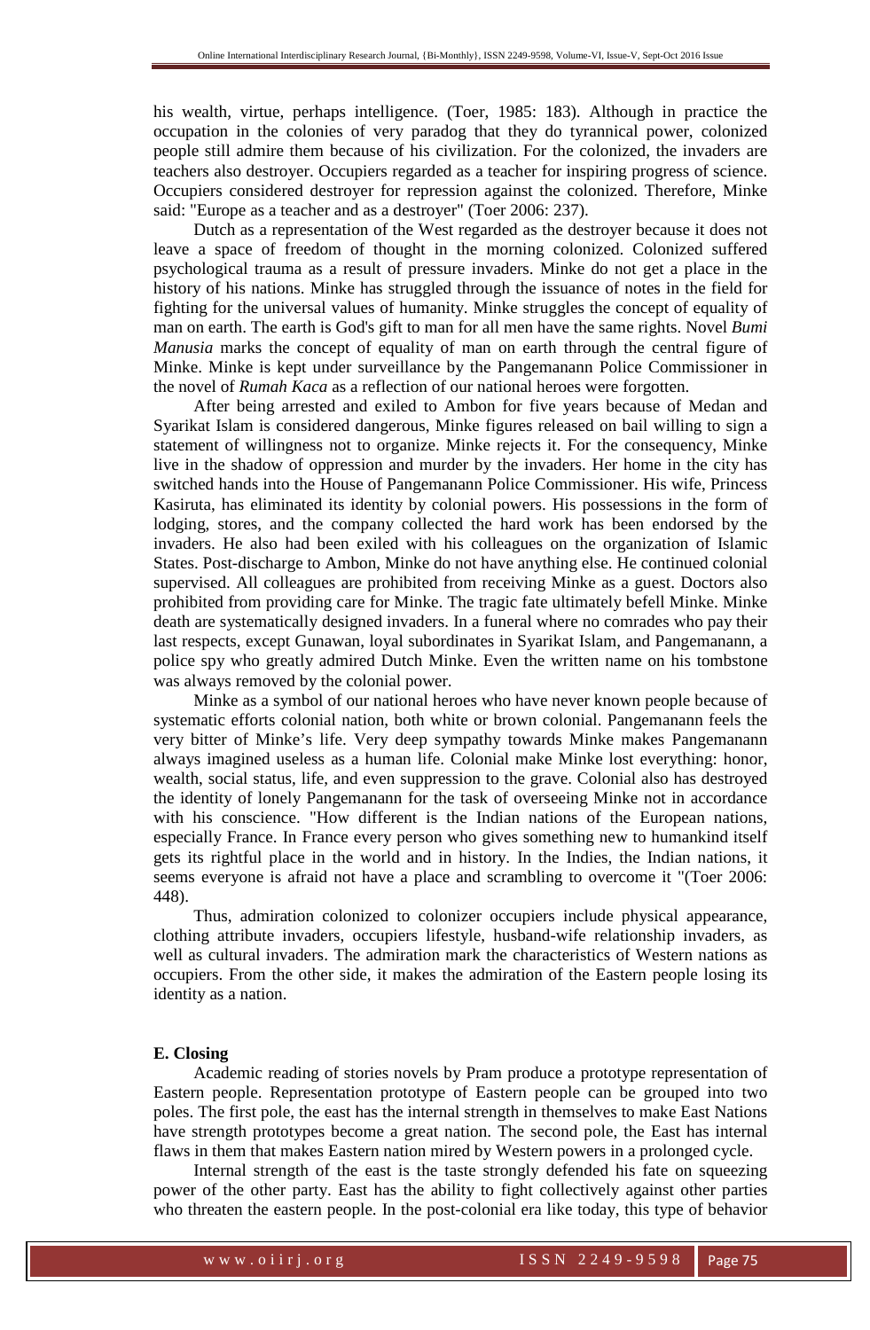his wealth, virtue, perhaps intelligence. (Toer, 1985: 183). Although in practice the occupation in the colonies of very paradog that they do tyrannical power, colonized people still admire them because of his civilization. For the colonized, the invaders are teachers also destroyer. Occupiers regarded as a teacher for inspiring progress of science. Occupiers considered destroyer for repression against the colonized. Therefore, Minke said: "Europe as a teacher and as a destroyer" (Toer 2006: 237).

Dutch as a representation of the West regarded as the destroyer because it does not leave a space of freedom of thought in the morning colonized. Colonized suffered psychological trauma as a result of pressure invaders. Minke do not get a place in the history of his nations. Minke has struggled through the issuance of notes in the field for fighting for the universal values of humanity. Minke struggles the concept of equality of man on earth. The earth is God's gift to man for all men have the same rights. Novel *Bumi Manusia* marks the concept of equality of man on earth through the central figure of Minke. Minke is kept under surveillance by the Pangemanann Police Commissioner in the novel of *Rumah Kaca* as a reflection of our national heroes were forgotten.

After being arrested and exiled to Ambon for five years because of Medan and Syarikat Islam is considered dangerous, Minke figures released on bail willing to sign a statement of willingness not to organize. Minke rejects it. For the consequency, Minke live in the shadow of oppression and murder by the invaders. Her home in the city has switched hands into the House of Pangemanann Police Commissioner. His wife, Princess Kasiruta, has eliminated its identity by colonial powers. His possessions in the form of lodging, stores, and the company collected the hard work has been endorsed by the invaders. He also had been exiled with his colleagues on the organization of Islamic States. Post-discharge to Ambon, Minke do not have anything else. He continued colonial supervised. All colleagues are prohibited from receiving Minke as a guest. Doctors also prohibited from providing care for Minke. The tragic fate ultimately befell Minke. Minke death are systematically designed invaders. In a funeral where no comrades who pay their last respects, except Gunawan, loyal subordinates in Syarikat Islam, and Pangemanann, a police spy who greatly admired Dutch Minke. Even the written name on his tombstone was always removed by the colonial power.

Minke as a symbol of our national heroes who have never known people because of systematic efforts colonial nation, both white or brown colonial. Pangemanann feels the very bitter of Minke's life. Very deep sympathy towards Minke makes Pangemanann always imagined useless as a human life. Colonial make Minke lost everything: honor, wealth, social status, life, and even suppression to the grave. Colonial also has destroyed the identity of lonely Pangemanann for the task of overseeing Minke not in accordance with his conscience. "How different is the Indian nations of the European nations, especially France. In France every person who gives something new to humankind itself gets its rightful place in the world and in history. In the Indies, the Indian nations, it seems everyone is afraid not have a place and scrambling to overcome it "(Toer 2006: 448).

Thus, admiration colonized to colonizer occupiers include physical appearance, clothing attribute invaders, occupiers lifestyle, husband-wife relationship invaders, as well as cultural invaders. The admiration mark the characteristics of Western nations as occupiers. From the other side, it makes the admiration of the Eastern people losing its identity as a nation.

## E. Closing

Academic reading of stories novels by Pram produce a prototype representation of Eastern people. Representation prototype of Eastern people can be grouped into two poles. The first pole, the east has the internal strength in themselves to make East Nations have strength prototypes become a great nation. The second pole, the East has internal flaws in them that makes Eastern nation mired by Western powers in a prolonged cycle.

Internal strength of the east is the taste strongly defended his fate on squeezing power of the other party. East has the ability to fight collectively against other parties who threaten the eastern people. In the post-colonial era like today, this type of behavior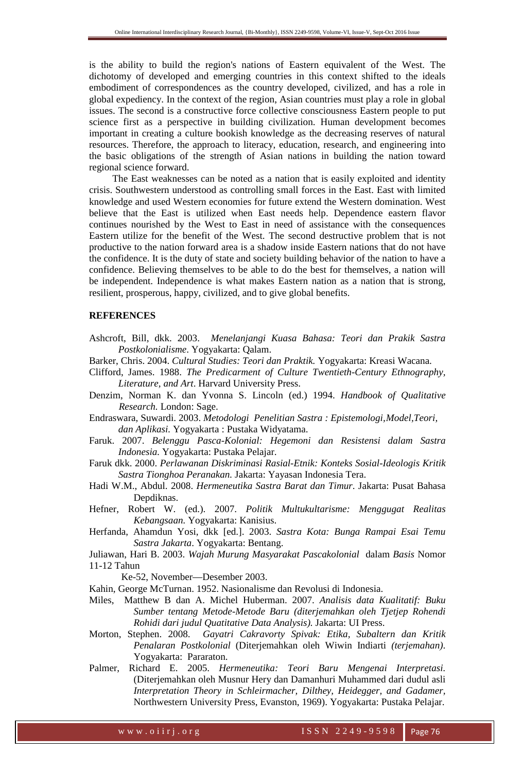is the ability to build the region's nations of Eastern equivalent of the West. The dichotomy of developed and emerging countries in this context shifted to the ideals embodiment of correspondences as the country developed, civilized, and has a role in global expediency. In the context of the region, Asian countries must play a role in global issues. The second is a constructive force collective consciousness Eastern people to put science first as a perspective in building civilization. Human development becomes important in creating a culture bookish knowledge as the decreasing reserves of natural resources. Therefore, the approach to literacy, education, research, and engineering into the basic obligations of the strength of Asian nations in building the nation toward regional science forward.

The East weaknesses can be noted as a nation that is easily exploited and identity crisis. Southwestern understood as controlling small forces in the East. East with limited knowledge and used Western economies for future extend the Western domination. West believe that the East is utilized when East needs help. Dependence eastern flavor continues nourished by the West to East in need of assistance with the consequences Eastern utilize for the benefit of the West. The second destructive problem that is not productive to the nation forward area is a shadow inside Eastern nations that do not have the confidence. It is the duty of state and society building behavior of the nation to have a confidence. Believing themselves to be able to do the best for themselves, a nation will be independent. Independence is what makes Eastern nation as a nation that is strong, resilient, prosperous, happy, civilized, and to give global benefits.

## REFERENCES

Ashcroft, Bill, dkk. 2003. *Menelanjangi Kuasa Bahasa: Teori dan Prakik Sastra Postkolonialisme*. Yogyakarta: Qalam.

Barker, Chris. 2004. *Cultural Studies: Teori dan Praktik.* Yogyakarta: Kreasi Wacana.

Clifford, James. 1988. *The Predicarment of Culture Twentieth-Century Ethnography, Literature, and Art*. Harvard University Press.

Denzim, Norman K. dan Yvonna S. Lincoln (ed.) 1994. *Handbook of Qualitative Research.* London: Sage.

Endraswara, Suwardi. 2003. *Metodologi Penelitian Sastra : Epistemologi,Model,Teori, dan Aplikasi.* Yogyakarta : Pustaka Widyatama.

Faruk. 2007. *Belenggu Pasca-Kolonial: Hegemoni dan Resistensi dalam Sastra Indonesia.* Yogyakarta: Pustaka Pelajar.

Faruk dkk. 2000. *Perlawanan Diskriminasi Rasial-Etnik: Konteks Sosial-Ideologis Kritik Sastra Tionghoa Peranakan.* Jakarta: Yayasan Indonesia Tera.

Hadi W.M., Abdul. 2008. *Hermeneutika Sastra Barat dan Timur*. Jakarta: Pusat Bahasa Depdiknas.

Hefner, Robert W. (ed.). 2007. *Politik Multukultarisme: Menggugat Realitas Kebangsaan.* Yogyakarta: Kanisius.

Herfanda, Ahamdun Yosi, dkk [ed.]. 2003. *Sastra Kota: Bunga Rampai Esai Temu Sastra Jakarta*. Yogyakarta: Bentang.

Juliawan, Hari B. 2003. *Wajah Murung Masyarakat Pascakolonial* dalam *Basis* Nomor 11-12 Tahun Ke-52, November—Desember 2003.

Kahin, George McTurnan. 1952. Nasionalisme dan Revolusi di Indonesia.

Miles, Matthew B dan A. Michel Huberman. 2007. *Analisis data Kualitatif: Buku Sumber tentang Metode-Metode Baru (diterjemahkan oleh Tjetjep Rohendi Rohidi dari judul Quatitative Data Analysis).* Jakarta: UI Press.

Morton, Stephen. 2008. *Gayatri Cakravorty Spivak: Etika, Subaltern dan Kritik Penalaran Postkolonial* (Diterjemahkan oleh Wiwin Indiarti *(terjemahan)*. Yogyakarta: Pararaton.

Palmer, Richard E. 2005. *Hermeneutika: Teori Baru Mengenai Interpretasi.* (Diterjemahkan oleh Musnur Hery dan Damanhuri Muhammed dari dudul asli *Interpretation Theory in Schleirmacher, Dilthey, Heidegger, and Gadamer,* Northwestern University Press, Evanston, 1969). Yogyakarta: Pustaka Pelajar.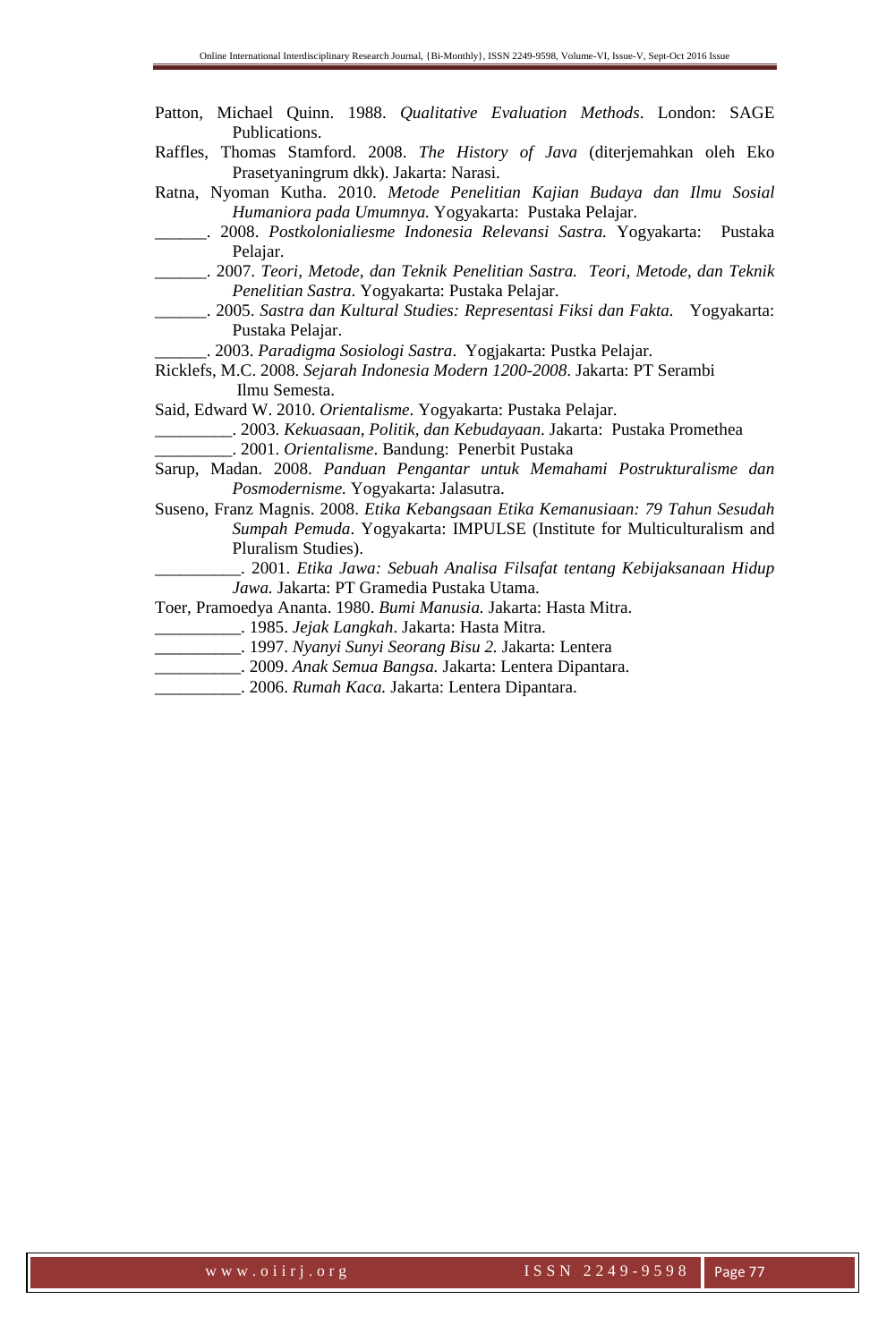Patton, Michael Quinn. 1988. *Qualitative Evaluation Methods*. London: SAGE Publications.

Raffles, Thomas Stamford. 2008. *The History of Java* (diterjemahkan oleh Eko Prasetyaningrum dkk). Jakarta: Narasi.

Ratna, Nyoman Kutha. 2010. *Metode Penelitian Kajian Budaya dan Ilmu Sosial Humaniora pada Umumnya.* Yogyakarta: Pustaka Pelajar.

______. 2008. *Postkolonialiesme Indonesia Relevansi Sastra.* Yogyakarta: Pustaka Pelajar.

______. 2007. *Teori, Metode, dan Teknik Penelitian Sastra. Teori, Metode, dan Teknik Penelitian Sastra*. Yogyakarta: Pustaka Pelajar.

______. 2005. *Sastra dan Kultural Studies: Representasi Fiksi dan Fakta.* Yogyakarta: Pustaka Pelajar.

______. 2003. *Paradigma Sosiologi Sastra*. Yogjakarta: Pustka Pelajar.

Ricklefs, M.C. 2008. *Sejarah Indonesia Modern 1200-2008*. Jakarta: PT Serambi Ilmu Semesta.

Said, Edward W. 2010. *Orientalisme*. Yogyakarta: Pustaka Pelajar.

_________. 2003. *Kekuasaan, Politik, dan Kebudayaan*. Jakarta: Pustaka Promethea

_________. 2001. *Orientalisme*. Bandung: Penerbit Pustaka

Sarup, Madan. 2008. *Panduan Pengantar untuk Memahami Postrukturalisme dan Posmodernisme.* Yogyakarta: Jalasutra.

Suseno, Franz Magnis. 2008. *Etika Kebangsaan Etika Kemanusiaan: 79 Tahun Sesudah Sumpah Pemuda*. Yogyakarta: IMPULSE (Institute for Multiculturalism and Pluralism Studies).

__________. 2001. *Etika Jawa: Sebuah Analisa Filsafat tentang Kebijaksanaan Hidup Jawa.* Jakarta: PT Gramedia Pustaka Utama.

Toer, Pramoedya Ananta. 1980. *Bumi Manusia.* Jakarta: Hasta Mitra.

__________. 1985. *Jejak Langkah*. Jakarta: Hasta Mitra.

__________. 1997. *Nyanyi Sunyi Seorang Bisu 2.* Jakarta: Lentera

__________. 2009. *Anak Semua Bangsa.* Jakarta: Lentera Dipantara.

__________. 2006. *Rumah Kaca.* Jakarta: Lentera Dipantara.